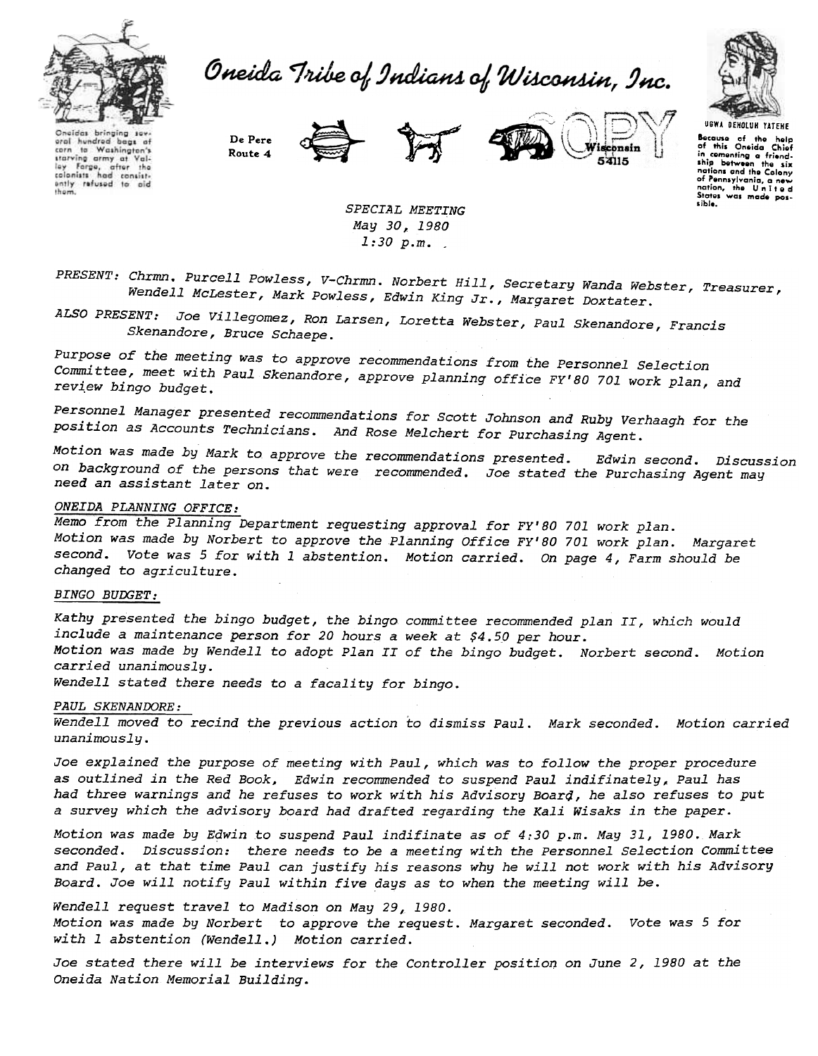# Oneida Tribe of Indians of Wisconsin, Inc.

Oneidas bringing several hundred bags of corn to Washington's starving army at Valley Forge, after the colonists had consistently refused to aid them.

De Pere
Route 4

Wisconsin
54115

COPY

UGWA DEHOLUH YATEHE

Because of the help of this Oneida Chief in cementing a friendship between the six nations and the Colony of Pennsylvania, a new nation, the United States was made possible.

*SPECIAL MEETING*
*May 30, 1980*
*1:30 p.m.*

*PRESENT: Chrmn. Purcell Powless, V-Chrmn. Norbert Hill, Secretary Wanda Webster, Treasurer, Wendell McLester, Mark Powless, Edwin King Jr., Margaret Doxtater.*

*ALSO PRESENT: Joe Villegomez, Ron Larsen, Loretta Webster, Paul Skenandore, Francis Skenandore, Bruce Schaepe.*

*Purpose of the meeting was to approve recommendations from the Personnel Selection Committee, meet with Paul Skenandore, approve planning office FY'80 701 work plan, and review bingo budget.*

*Personnel Manager presented recommendations for Scott Johnson and Ruby Verhaagh for the position as Accounts Technicians. And Rose Melchert for Purchasing Agent.*

*Motion was made by Mark to approve the recommendations presented. Edwin second. Discussion on background of the persons that were recommended. Joe stated the Purchasing Agent may need an assistant later on.*

*ONEIDA PLANNING OFFICE:*

*Memo from the Planning Department requesting approval for FY'80 701 work plan. Motion was made by Norbert to approve the Planning Office FY'80 701 work plan. Margaret second. Vote was 5 for with 1 abstention. Motion carried. On page 4, Farm should be changed to agriculture.*

*BINGO BUDGET:*

*Kathy presented the bingo budget, the bingo committee recommended plan II, which would include a maintenance person for 20 hours a week at $4.50 per hour.*
*Motion was made by Wendell to adopt Plan II of the bingo budget. Norbert second. Motion carried unanimously.*
*Wendell stated there needs to a facality for bingo.*

*PAUL SKENANDORE:*

*Wendell moved to recind the previous action to dismiss Paul. Mark seconded. Motion carried unanimously.*

*Joe explained the purpose of meeting with Paul, which was to follow the proper procedure as outlined in the Red Book, Edwin recommended to suspend Paul indifinately, Paul has had three warnings and he refuses to work with his Advisory Board, he also refuses to put a survey which the advisory board had drafted regarding the Kali Wisaks in the paper.*

*Motion was made by Edwin to suspend Paul indifinate as of 4:30 p.m. May 31, 1980. Mark seconded. Discussion: there needs to be a meeting with the Personnel Selection Committee and Paul, at that time Paul can justify his reasons why he will not work with his Advisory Board. Joe will notify Paul within five days as to when the meeting will be.*

*Wendell request travel to Madison on May 29, 1980.*
*Motion was made by Norbert to approve the request. Margaret seconded. Vote was 5 for with 1 abstention (Wendell.) Motion carried.*

*Joe stated there will be interviews for the Controller position on June 2, 1980 at the Oneida Nation Memorial Building.*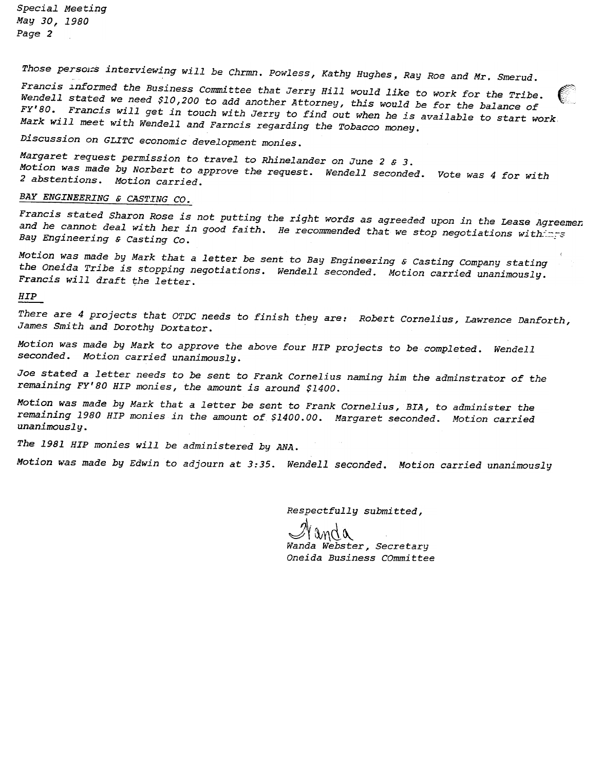Those persons interviewing will be Chrmn. Powless, Kathy Hughes, Ray Roe and Mr. Smerud.

Francis informed the Business Committee that Jerry Hill would like to work for the Tribe. Wendell stated we need $10,200 to add another Attorney, this would be for the balance of FY'80. Francis will get in touch with Jerry to find out when he is available to start work. Mark will meet with Wendell and Farncis regarding the Tobacco money.

Discussion on GLITC economic development monies.

Margaret request permission to travel to Rhinelander on June 2 & 3.
Motion was made by Norbert to approve the request. Wendell seconded. Vote was 4 for with 2 abstentions. Motion carried.

BAY ENGINEERING & CASTING CO.

Francis stated Sharon Rose is not putting the right words as agreeded upon in the Lease Agreemen and he cannot deal with her in good faith. He recommended that we stop negotiations with Bay Engineering & Casting Co.

Motion was made by Mark that a letter be sent to Bay Engineering & Casting Company stating the Oneida Tribe is stopping negotiations. Wendell seconded. Motion carried unanimously. Francis will draft the letter.

HIP

There are 4 projects that OTDC needs to finish they are: Robert Cornelius, Lawrence Danforth, James Smith and Dorothy Doxtator.

Motion was made by Mark to approve the above four HIP projects to be completed. Wendell seconded. Motion carried unanimously.

Joe stated a letter needs to be sent to Frank Cornelius naming him the adminstrator of the remaining FY'80 HIP monies, the amount is around $1400.

Motion was made by Mark that a letter be sent to Frank Cornelius, BIA, to administer the remaining 1980 HIP monies in the amount of $1400.00. Margaret seconded. Motion carried unanimously.

The 1981 HIP monies will be administered by ANA.

Motion was made by Edwin to adjourn at 3:35. Wendell seconded. Motion carried unanimously

Respectfully submitted,

Wanda

Wanda Webster, Secretary
Oneida Business COmmittee